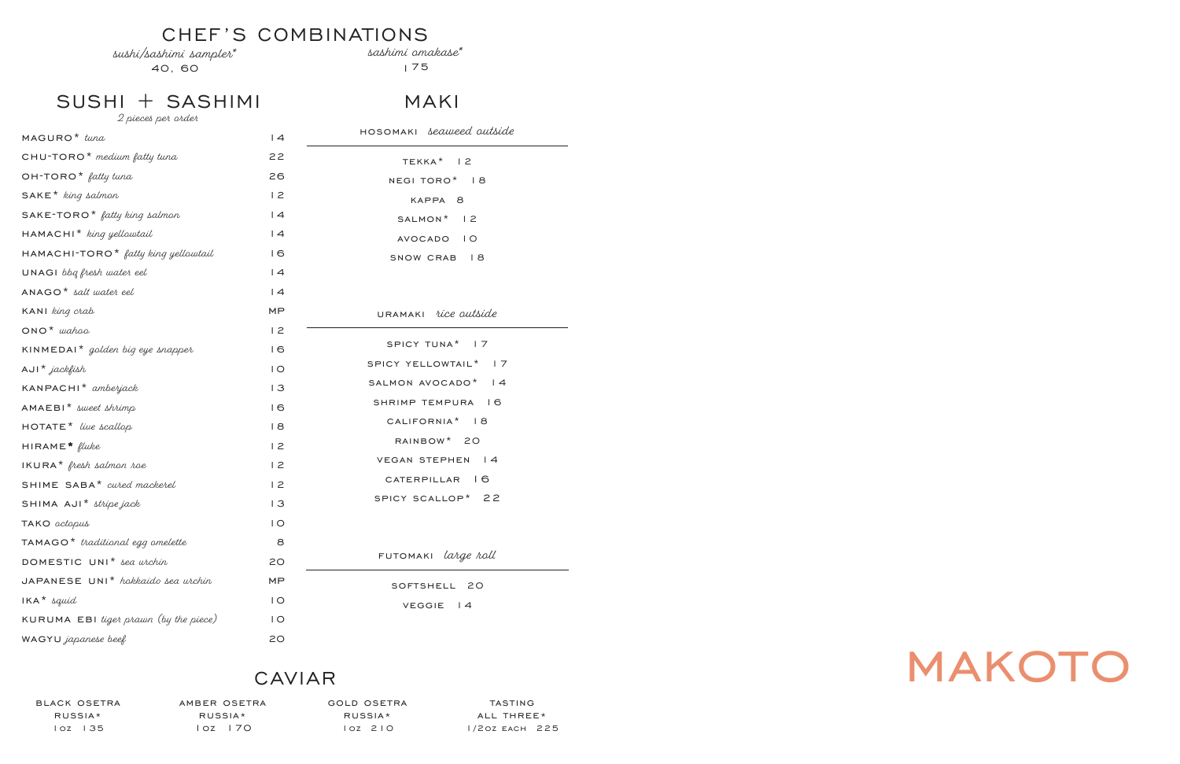# CHEF'S COMBINATIONS

*sushi/sashimi sampler**
40, 60

*sashimi omakase**
175

## SUSHI + SASHIMI

*2 pieces per order*

| Item | Price |
|---|---|
| MAGURO* *tuna* | 14 |
| CHU-TORO* *medium fatty tuna* | 22 |
| OH-TORO* *fatty tuna* | 26 |
| SAKE* *king salmon* | 12 |
| SAKE-TORO* *fatty king salmon* | 14 |
| HAMACHI* *king yellowtail* | 14 |
| HAMACHI-TORO* *fatty king yellowtail* | 16 |
| UNAGI *bbq fresh water eel* | 14 |
| ANAGO* *salt water eel* | 14 |
| KANI *king crab* | MP |
| ONO* *wahoo* | 12 |
| KINMEDAI* *golden big eye snapper* | 16 |
| AJI* *jackfish* | 10 |
| KANPACHI* *amberjack* | 13 |
| AMAEBI* *sweet shrimp* | 16 |
| HOTATE* *live scallop* | 18 |
| HIRAME* *fluke* | 12 |
| IKURA* *fresh salmon roe* | 12 |
| SHIME SABA* *cured mackerel* | 12 |
| SHIMA AJI* *stripe jack* | 13 |
| TAKO *octopus* | 10 |
| TAMAGO* *traditional egg omelette* | 8 |
| DOMESTIC UNI* *sea urchin* | 20 |
| JAPANESE UNI* *hokkaido sea urchin* | MP |
| IKA* *squid* | 10 |
| KURUMA EBI *tiger prawn (by the piece)* | 10 |
| WAGYU *japanese beef* | 20 |

## MAKI

### HOSOMAKI *seaweed outside*

TEKKA* 12
NEGI TORO* 18
KAPPA 8
SALMON* 12
AVOCADO 10
SNOW CRAB 18

### URAMAKI *rice outside*

SPICY TUNA* 17
SPICY YELLOWTAIL* 17
SALMON AVOCADO* 14
SHRIMP TEMPURA 16
CALIFORNIA* 18
RAINBOW* 20
VEGAN STEPHEN 14
CATERPILLAR 16
SPICY SCALLOP* 22

### FUTOMAKI *large roll*

SOFTSHELL 20
VEGGIE 14

## CAVIAR

| BLACK OSETRA | AMBER OSETRA | GOLD OSETRA | TASTING |
|---|---|---|---|
| RUSSIA* | RUSSIA* | RUSSIA* | ALL THREE* |
| 1OZ 135 | 1OZ 170 | 1OZ 210 | 1/2OZ EACH 225 |

MAKOTO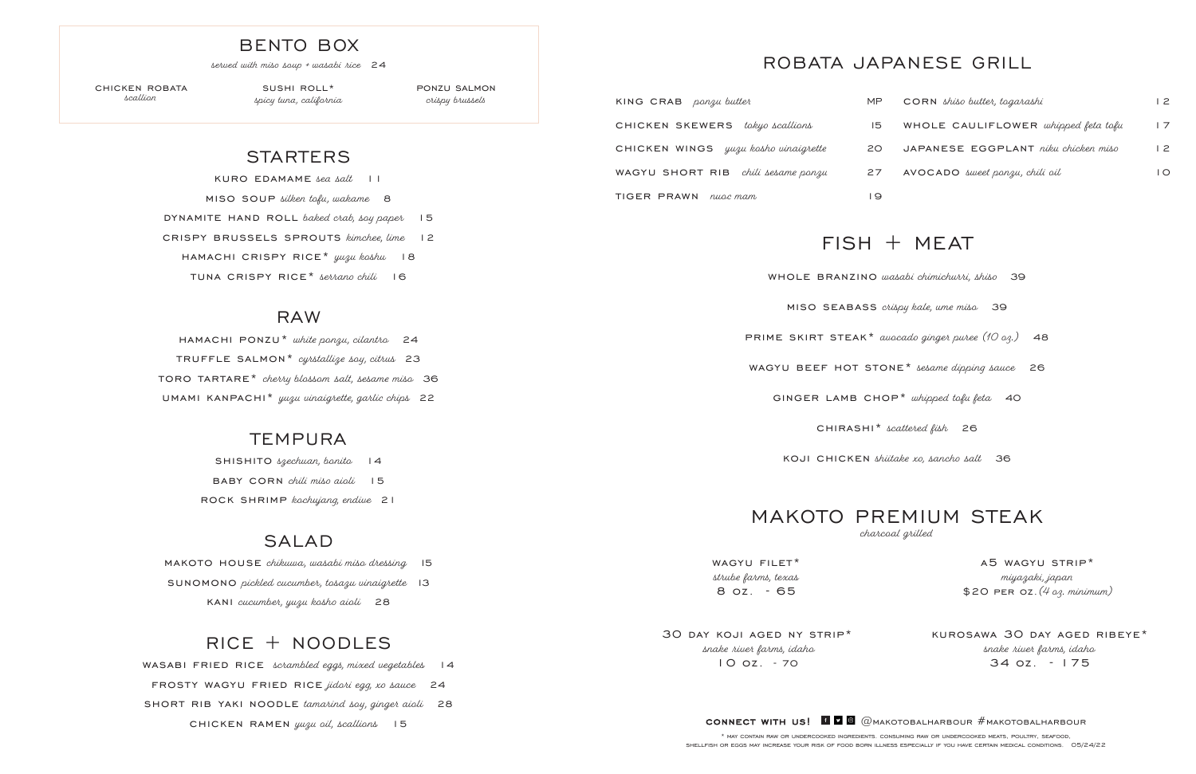## BENTO BOX

*served with miso soup + wasabi rice* 24

CHICKEN ROBATA *scallion*

SUSHI ROLL* *spicy tuna, california*

PONZU SALMON *crispy brussels*

## STARTERS

KURO EDAMAME *sea salt* 11

MISO SOUP *silken tofu, wakame* 8

DYNAMITE HAND ROLL *baked crab, soy paper* 15

CRISPY BRUSSELS SPROUTS *kimchee, lime* 12

HAMACHI CRISPY RICE* *yuzu koshu* 18

TUNA CRISPY RICE* *serrano chili* 16

## RAW

HAMACHI PONZU* *white ponzu, cilantro* 24

TRUFFLE SALMON* *cyrstallize soy, citrus* 23

TORO TARTARE* *cherry blossom salt, sesame miso* 36

UMAMI KANPACHI* *yuzu vinaigrette, garlic chips* 22

## TEMPURA

SHISHITO *szechuan, bonito* 14

BABY CORN *chili miso aioli* 15

ROCK SHRIMP *kochujang, endive* 21

## SALAD

MAKOTO HOUSE *chikuwa, wasabi miso dressing* 15

SUNOMONO *pickled cucumber, tosazu vinaigrette* 13

KANI *cucumber, yuzu kosho aioli* 28

## RICE + NOODLES

WASABI FRIED RICE *scrambled eggs, mixed vegetables* 14

FROSTY WAGYU FRIED RICE *jidori egg, xo sauce* 24

SHORT RIB YAKI NOODLE *tamarind soy, ginger aioli* 28

CHICKEN RAMEN *yuzu oil, scallions* 15

## ROBATA JAPANESE GRILL

KING CRAB *ponzu butter* MP

CHICKEN SKEWERS *tokyo scallions* 15

CHICKEN WINGS *yuzu kosho vinaigrette* 20

WAGYU SHORT RIB *chili sesame ponzu* 27

TIGER PRAWN *nuoc mam* 19

CORN *shiso butter, togarashi* 12

WHOLE CAULIFLOWER *whipped feta tofu* 17

JAPANESE EGGPLANT *niku chicken miso* 12

AVOCADO *sweet ponzu, chili oil* 10

## FISH + MEAT

WHOLE BRANZINO *wasabi chimichurri, shiso* 39

MISO SEABASS *crispy kale, ume miso* 39

PRIME SKIRT STEAK* *avocado ginger puree (10 oz.)* 48

WAGYU BEEF HOT STONE* *sesame dipping sauce* 26

GINGER LAMB CHOP* *whipped tofu feta* 40

CHIRASHI* *scattered fish* 26

KOJI CHICKEN *shiitake xo, sancho salt* 36

## MAKOTO PREMIUM STEAK

*charcoal grilled*

WAGYU FILET*
*strube farms, texas*
8 OZ. - 65

A5 WAGYU STRIP*
*miyazaki, japan*
$20 PER OZ. *(4 oz. minimum)*

30 DAY KOJI AGED NY STRIP*
*snake river farms, idaho*
10 OZ. - 70

KUROSAWA 30 DAY AGED RIBEYE*
*snake river farms, idaho*
34 OZ. - 175

**CONNECT WITH US!** @MAKOTOBALHARBOUR #MAKOTOBALHARBOUR

* MAY CONTAIN RAW OR UNDERCOOKED INGREDIENTS. CONSUMING RAW OR UNDERCOOKED MEATS, POULTRY, SEAFOOD, SHELLFISH OR EGGS MAY INCREASE YOUR RISK OF FOOD BORN ILLNESS ESPECIALLY IF YOU HAVE CERTAIN MEDICAL CONDITIONS. 05/24/22